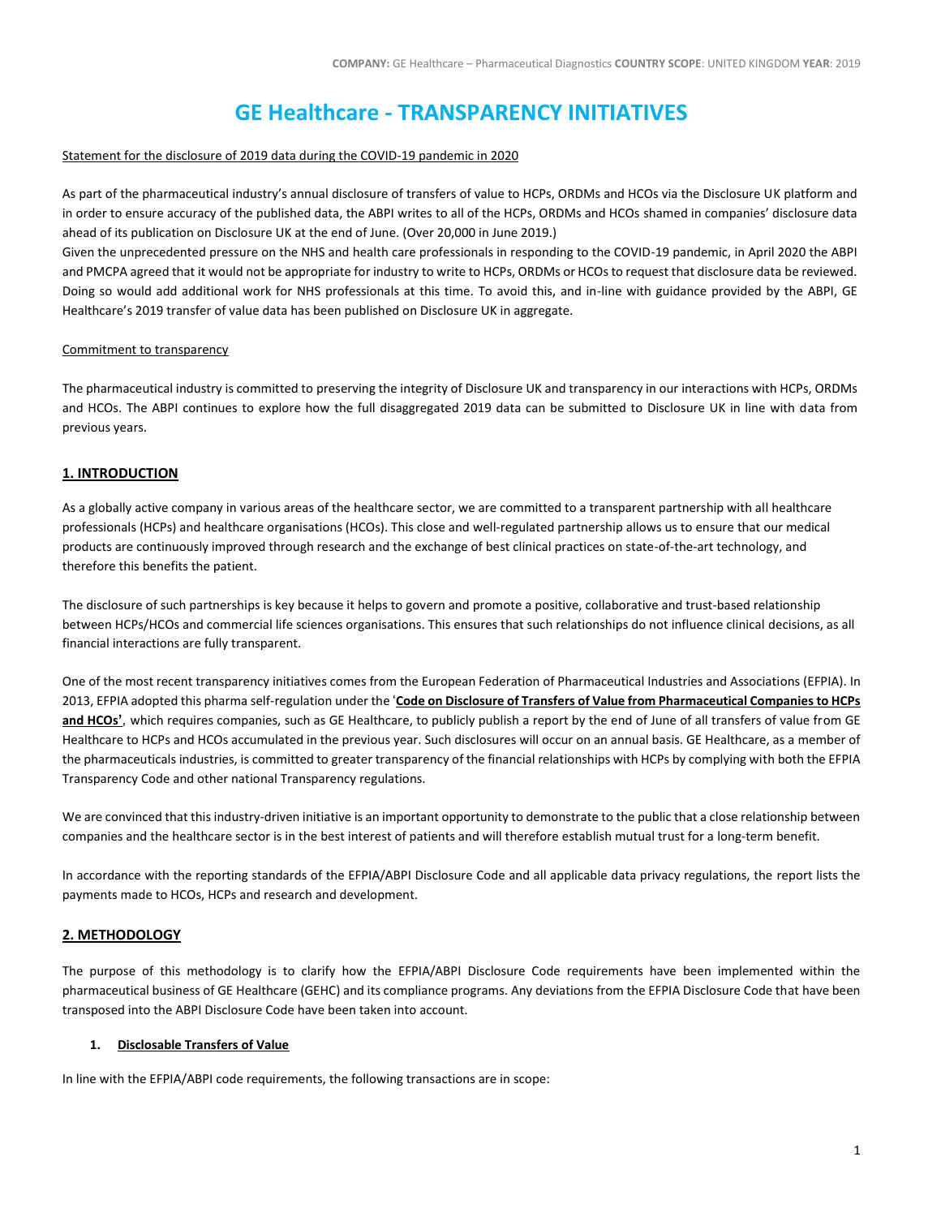# GE Healthcare - TRANSPARENCY INITIATIVES

Statement for the disclosure of 2019 data during the COVID-19 pandemic in 2020

As part of the pharmaceutical industry's annual disclosure of transfers of value to HCPs, ORDMs and HCOs via the Disclosure UK platform and in order to ensure accuracy of the published data, the ABPI writes to all of the HCPs, ORDMs and HCOs shamed in companies' disclosure data ahead of its publication on Disclosure UK at the end of June. (Over 20,000 in June 2019.)
Given the unprecedented pressure on the NHS and health care professionals in responding to the COVID-19 pandemic, in April 2020 the ABPI and PMCPA agreed that it would not be appropriate for industry to write to HCPs, ORDMs or HCOs to request that disclosure data be reviewed. Doing so would add additional work for NHS professionals at this time. To avoid this, and in-line with guidance provided by the ABPI, GE Healthcare's 2019 transfer of value data has been published on Disclosure UK in aggregate.

Commitment to transparency

The pharmaceutical industry is committed to preserving the integrity of Disclosure UK and transparency in our interactions with HCPs, ORDMs and HCOs. The ABPI continues to explore how the full disaggregated 2019 data can be submitted to Disclosure UK in line with data from previous years.

## 1. INTRODUCTION

As a globally active company in various areas of the healthcare sector, we are committed to a transparent partnership with all healthcare professionals (HCPs) and healthcare organisations (HCOs). This close and well-regulated partnership allows us to ensure that our medical products are continuously improved through research and the exchange of best clinical practices on state-of-the-art technology, and therefore this benefits the patient.

The disclosure of such partnerships is key because it helps to govern and promote a positive, collaborative and trust-based relationship between HCPs/HCOs and commercial life sciences organisations. This ensures that such relationships do not influence clinical decisions, as all financial interactions are fully transparent.

One of the most recent transparency initiatives comes from the European Federation of Pharmaceutical Industries and Associations (EFPIA). In 2013, EFPIA adopted this pharma self-regulation under the '**Code on Disclosure of Transfers of Value from Pharmaceutical Companies to HCPs and HCOs'**, which requires companies, such as GE Healthcare, to publicly publish a report by the end of June of all transfers of value from GE Healthcare to HCPs and HCOs accumulated in the previous year. Such disclosures will occur on an annual basis. GE Healthcare, as a member of the pharmaceuticals industries, is committed to greater transparency of the financial relationships with HCPs by complying with both the EFPIA Transparency Code and other national Transparency regulations.

We are convinced that this industry-driven initiative is an important opportunity to demonstrate to the public that a close relationship between companies and the healthcare sector is in the best interest of patients and will therefore establish mutual trust for a long-term benefit.

In accordance with the reporting standards of the EFPIA/ABPI Disclosure Code and all applicable data privacy regulations, the report lists the payments made to HCOs, HCPs and research and development.

## 2. METHODOLOGY

The purpose of this methodology is to clarify how the EFPIA/ABPI Disclosure Code requirements have been implemented within the pharmaceutical business of GE Healthcare (GEHC) and its compliance programs. Any deviations from the EFPIA Disclosure Code that have been transposed into the ABPI Disclosure Code have been taken into account.

### 1. Disclosable Transfers of Value

In line with the EFPIA/ABPI code requirements, the following transactions are in scope: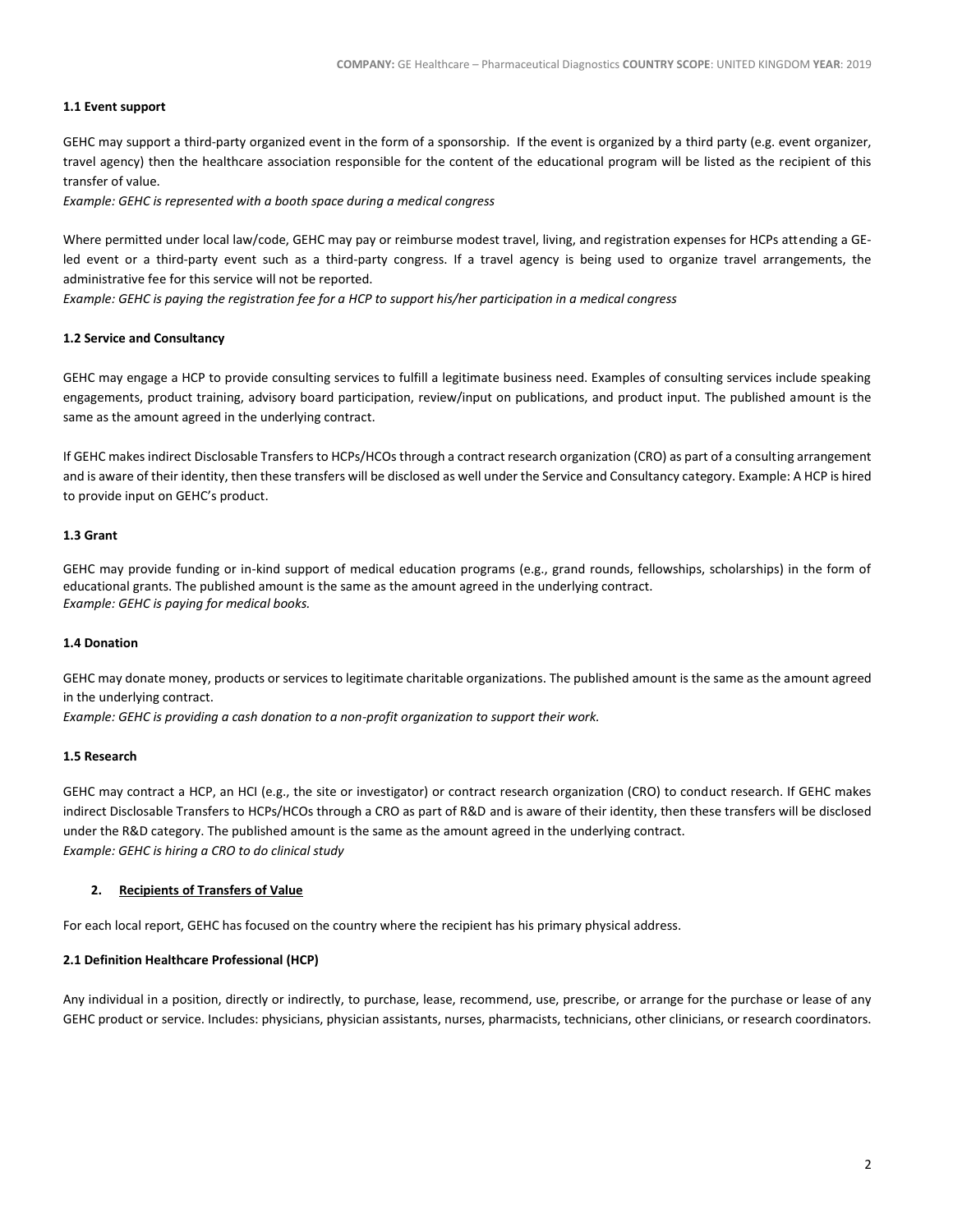### 1.1 Event support

GEHC may support a third-party organized event in the form of a sponsorship. If the event is organized by a third party (e.g. event organizer, travel agency) then the healthcare association responsible for the content of the educational program will be listed as the recipient of this transfer of value.

*Example: GEHC is represented with a booth space during a medical congress*

Where permitted under local law/code, GEHC may pay or reimburse modest travel, living, and registration expenses for HCPs attending a GE-led event or a third-party event such as a third-party congress. If a travel agency is being used to organize travel arrangements, the administrative fee for this service will not be reported.

*Example: GEHC is paying the registration fee for a HCP to support his/her participation in a medical congress*

### 1.2 Service and Consultancy

GEHC may engage a HCP to provide consulting services to fulfill a legitimate business need. Examples of consulting services include speaking engagements, product training, advisory board participation, review/input on publications, and product input. The published amount is the same as the amount agreed in the underlying contract.

If GEHC makes indirect Disclosable Transfers to HCPs/HCOs through a contract research organization (CRO) as part of a consulting arrangement and is aware of their identity, then these transfers will be disclosed as well under the Service and Consultancy category. Example: A HCP is hired to provide input on GEHC's product.

### 1.3 Grant

GEHC may provide funding or in-kind support of medical education programs (e.g., grand rounds, fellowships, scholarships) in the form of educational grants. The published amount is the same as the amount agreed in the underlying contract.

*Example: GEHC is paying for medical books.*

### 1.4 Donation

GEHC may donate money, products or services to legitimate charitable organizations. The published amount is the same as the amount agreed in the underlying contract.

*Example: GEHC is providing a cash donation to a non-profit organization to support their work.*

### 1.5 Research

GEHC may contract a HCP, an HCI (e.g., the site or investigator) or contract research organization (CRO) to conduct research. If GEHC makes indirect Disclosable Transfers to HCPs/HCOs through a CRO as part of R&D and is aware of their identity, then these transfers will be disclosed under the R&D category. The published amount is the same as the amount agreed in the underlying contract.

*Example: GEHC is hiring a CRO to do clinical study*

## 2. Recipients of Transfers of Value

For each local report, GEHC has focused on the country where the recipient has his primary physical address.

### 2.1 Definition Healthcare Professional (HCP)

Any individual in a position, directly or indirectly, to purchase, lease, recommend, use, prescribe, or arrange for the purchase or lease of any GEHC product or service. Includes: physicians, physician assistants, nurses, pharmacists, technicians, other clinicians, or research coordinators.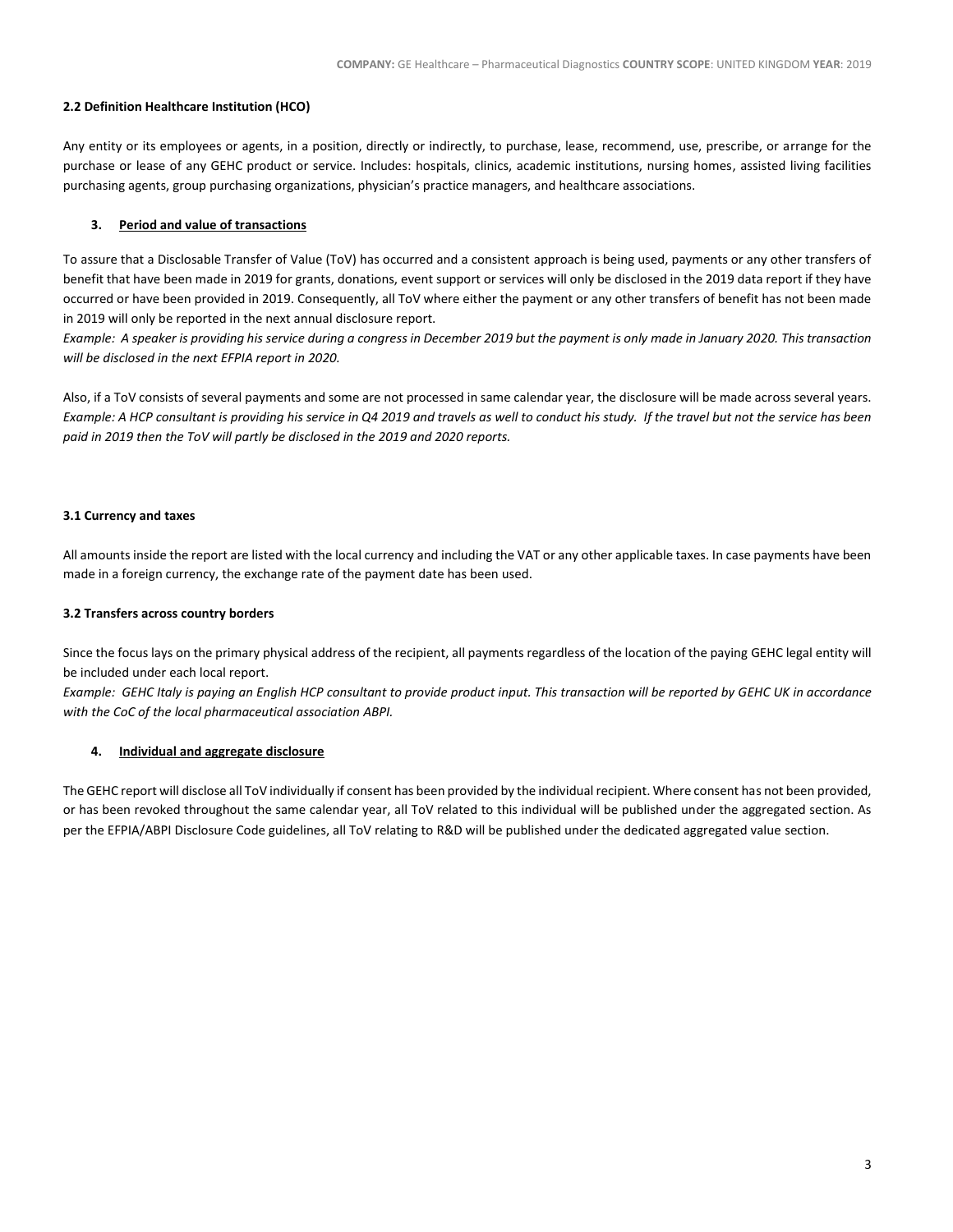**2.2 Definition Healthcare Institution (HCO)**

Any entity or its employees or agents, in a position, directly or indirectly, to purchase, lease, recommend, use, prescribe, or arrange for the purchase or lease of any GEHC product or service. Includes: hospitals, clinics, academic institutions, nursing homes, assisted living facilities purchasing agents, group purchasing organizations, physician's practice managers, and healthcare associations.

## 3. Period and value of transactions

To assure that a Disclosable Transfer of Value (ToV) has occurred and a consistent approach is being used, payments or any other transfers of benefit that have been made in 2019 for grants, donations, event support or services will only be disclosed in the 2019 data report if they have occurred or have been provided in 2019. Consequently, all ToV where either the payment or any other transfers of benefit has not been made in 2019 will only be reported in the next annual disclosure report.

*Example: A speaker is providing his service during a congress in December 2019 but the payment is only made in January 2020. This transaction will be disclosed in the next EFPIA report in 2020.*

Also, if a ToV consists of several payments and some are not processed in same calendar year, the disclosure will be made across several years. *Example: A HCP consultant is providing his service in Q4 2019 and travels as well to conduct his study. If the travel but not the service has been paid in 2019 then the ToV will partly be disclosed in the 2019 and 2020 reports.*

**3.1 Currency and taxes**

All amounts inside the report are listed with the local currency and including the VAT or any other applicable taxes. In case payments have been made in a foreign currency, the exchange rate of the payment date has been used.

**3.2 Transfers across country borders**

Since the focus lays on the primary physical address of the recipient, all payments regardless of the location of the paying GEHC legal entity will be included under each local report.

*Example: GEHC Italy is paying an English HCP consultant to provide product input. This transaction will be reported by GEHC UK in accordance with the CoC of the local pharmaceutical association ABPI.*

## 4. Individual and aggregate disclosure

The GEHC report will disclose all ToV individually if consent has been provided by the individual recipient. Where consent has not been provided, or has been revoked throughout the same calendar year, all ToV related to this individual will be published under the aggregated section. As per the EFPIA/ABPI Disclosure Code guidelines, all ToV relating to R&D will be published under the dedicated aggregated value section.